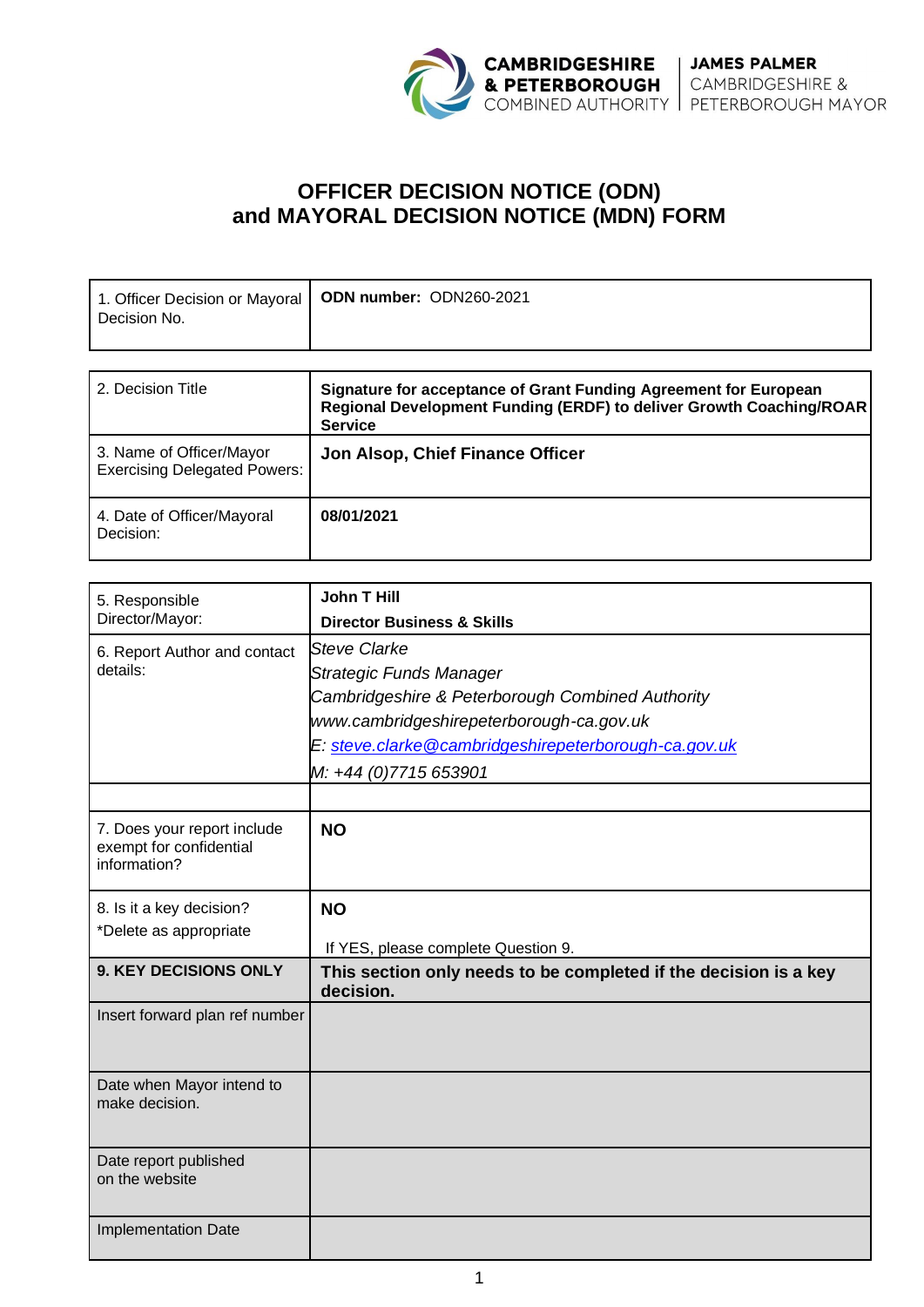CAMBRIDGESHIRE & PETERBOROUGH COMBINED AUTHORITY | JAMES PALMER CAMBRIDGESHIRE & PETERBOROUGH MAYOR

# OFFICER DECISION NOTICE (ODN) and MAYORAL DECISION NOTICE (MDN) FORM

| | |
|---|---|
| 1. Officer Decision or Mayoral Decision No. | **ODN number:** ODN260-2021 |

| | |
|---|---|
| 2. Decision Title | **Signature for acceptance of Grant Funding Agreement for European Regional Development Funding (ERDF) to deliver Growth Coaching/ROAR Service** |
| 3. Name of Officer/Mayor Exercising Delegated Powers: | **Jon Alsop, Chief Finance Officer** |
| 4. Date of Officer/Mayoral Decision: | **08/01/2021** |

| | |
|---|---|
| 5. Responsible Director/Mayor: | **John T Hill**<br>**Director Business & Skills** |
| 6. Report Author and contact details: | *Steve Clarke*<br>*Strategic Funds Manager*<br>*Cambridgeshire & Peterborough Combined Authority*<br>*www.cambridgeshirepeterborough-ca.gov.uk*<br>*E: steve.clarke@cambridgeshirepeterborough-ca.gov.uk*<br>*M: +44 (0)7715 653901* |
| | |
| 7. Does your report include exempt for confidential information? | **NO** |
| 8. Is it a key decision?<br>*Delete as appropriate | **NO**<br>If YES, please complete Question 9. |
| **9. KEY DECISIONS ONLY** | **This section only needs to be completed if the decision is a key decision.** |
| Insert forward plan ref number | |
| Date when Mayor intend to make decision. | |
| Date report published on the website | |
| Implementation Date | |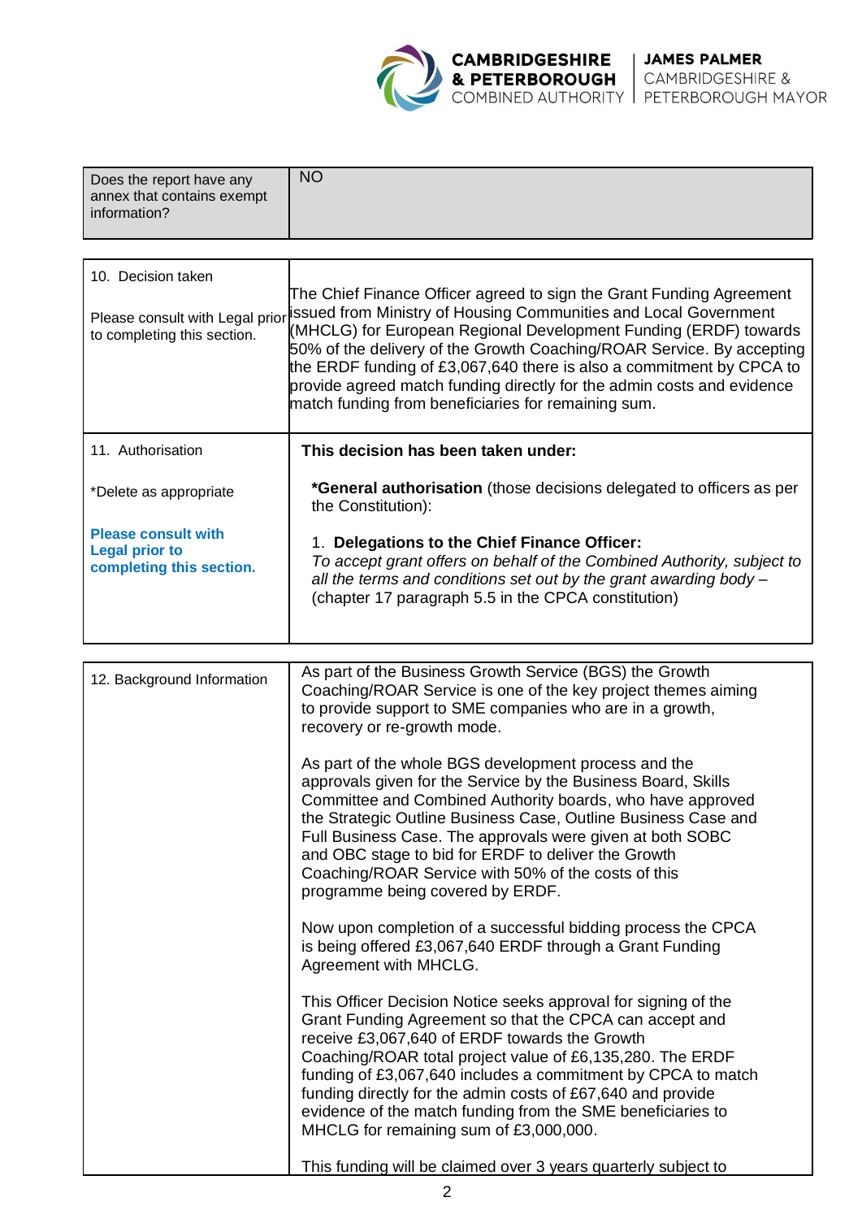| | |
|---|---|
| Does the report have any annex that contains exempt information? | NO |

| | |
|---|---|
| 10. Decision taken<br><br>Please consult with Legal prior to completing this section. | The Chief Finance Officer agreed to sign the Grant Funding Agreement issued from Ministry of Housing Communities and Local Government (MHCLG) for European Regional Development Funding (ERDF) towards 50% of the delivery of the Growth Coaching/ROAR Service. By accepting the ERDF funding of £3,067,640 there is also a commitment by CPCA to provide agreed match funding directly for the admin costs and evidence match funding from beneficiaries for remaining sum. |
| 11. Authorisation<br><br>*Delete as appropriate<br><br>**Please consult with Legal prior to completing this section.** | **This decision has been taken under:**<br><br>***General authorisation** (those decisions delegated to officers as per the Constitution):<br><br>1. **Delegations to the Chief Finance Officer:** *To accept grant offers on behalf of the Combined Authority, subject to all the terms and conditions set out by the grant awarding body* – (chapter 17 paragraph 5.5 in the CPCA constitution) |

| | |
|---|---|
| 12. Background Information | As part of the Business Growth Service (BGS) the Growth Coaching/ROAR Service is one of the key project themes aiming to provide support to SME companies who are in a growth, recovery or re-growth mode.<br><br>As part of the whole BGS development process and the approvals given for the Service by the Business Board, Skills Committee and Combined Authority boards, who have approved the Strategic Outline Business Case, Outline Business Case and Full Business Case. The approvals were given at both SOBC and OBC stage to bid for ERDF to deliver the Growth Coaching/ROAR Service with 50% of the costs of this programme being covered by ERDF.<br><br>Now upon completion of a successful bidding process the CPCA is being offered £3,067,640 ERDF through a Grant Funding Agreement with MHCLG.<br><br>This Officer Decision Notice seeks approval for signing of the Grant Funding Agreement so that the CPCA can accept and receive £3,067,640 of ERDF towards the Growth Coaching/ROAR total project value of £6,135,280. The ERDF funding of £3,067,640 includes a commitment by CPCA to match funding directly for the admin costs of £67,640 and provide evidence of the match funding from the SME beneficiaries to MHCLG for remaining sum of £3,000,000.<br><br>This funding will be claimed over 3 years quarterly subject to |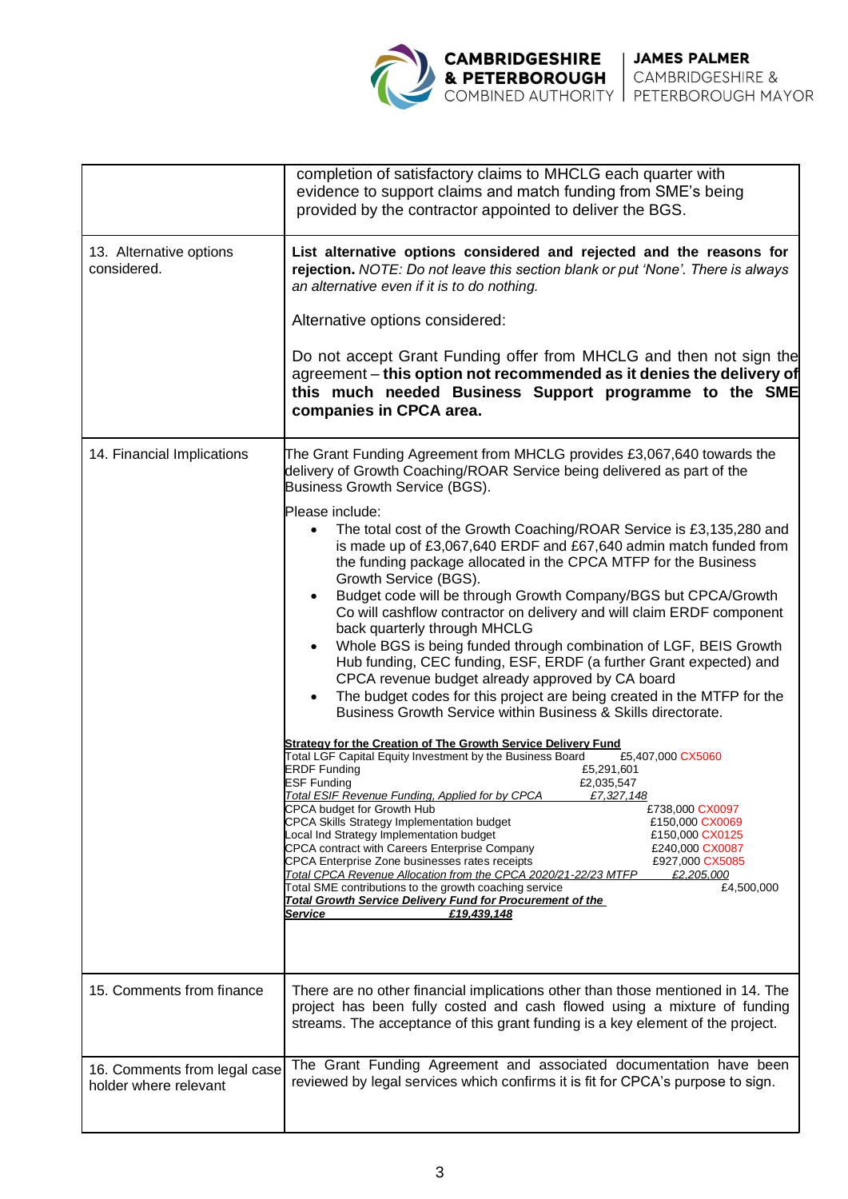| | |
|---|---|
| | completion of satisfactory claims to MHCLG each quarter with evidence to support claims and match funding from SME's being provided by the contractor appointed to deliver the BGS. |
| 13. Alternative options considered. | **List alternative options considered and rejected and the reasons for rejection.** *NOTE: Do not leave this section blank or put 'None'. There is always an alternative even if it is to do nothing.*<br><br>Alternative options considered:<br><br>Do not accept Grant Funding offer from MHCLG and then not sign the agreement – **this option not recommended as it denies the delivery of this much needed Business Support programme to the SME companies in CPCA area.** |
| 14. Financial Implications | The Grant Funding Agreement from MHCLG provides £3,067,640 towards the delivery of Growth Coaching/ROAR Service being delivered as part of the Business Growth Service (BGS).<br><br>Please include:<br>• The total cost of the Growth Coaching/ROAR Service is £3,135,280 and is made up of £3,067,640 ERDF and £67,640 admin match funded from the funding package allocated in the CPCA MTFP for the Business Growth Service (BGS).<br>• Budget code will be through Growth Company/BGS but CPCA/Growth Co will cashflow contractor on delivery and will claim ERDF component back quarterly through MHCLG<br>• Whole BGS is being funded through combination of LGF, BEIS Growth Hub funding, CEC funding, ESF, ERDF (a further Grant expected) and CPCA revenue budget already approved by CA board<br>• The budget codes for this project are being created in the MTFP for the Business Growth Service within Business & Skills directorate.<br><br>***Strategy for the Creation of The Growth Service Delivery Fund***<br>Total LGF Capital Equity Investment by the Business Board £5,407,000 CX5060<br>ERDF Funding £5,291,601<br>ESF Funding £2,035,547<br>*Total ESIF Revenue Funding, Applied for by CPCA £7,327,148*<br>CPCA budget for Growth Hub £738,000 CX0097<br>CPCA Skills Strategy Implementation budget £150,000 CX0069<br>Local Ind Strategy Implementation budget £150,000 CX0125<br>CPCA contract with Careers Enterprise Company £240,000 CX0087<br>CPCA Enterprise Zone businesses rates receipts £927,000 CX5085<br>*Total CPCA Revenue Allocation from the CPCA 2020/21-22/23 MTFP £2,205,000*<br>Total SME contributions to the growth coaching service £4,500,000<br>***Total Growth Service Delivery Fund for Procurement of the Service £19,439,148*** |
| 15. Comments from finance | There are no other financial implications other than those mentioned in 14. The project has been fully costed and cash flowed using a mixture of funding streams. The acceptance of this grant funding is a key element of the project. |
| 16. Comments from legal case holder where relevant | The Grant Funding Agreement and associated documentation have been reviewed by legal services which confirms it is fit for CPCA's purpose to sign. |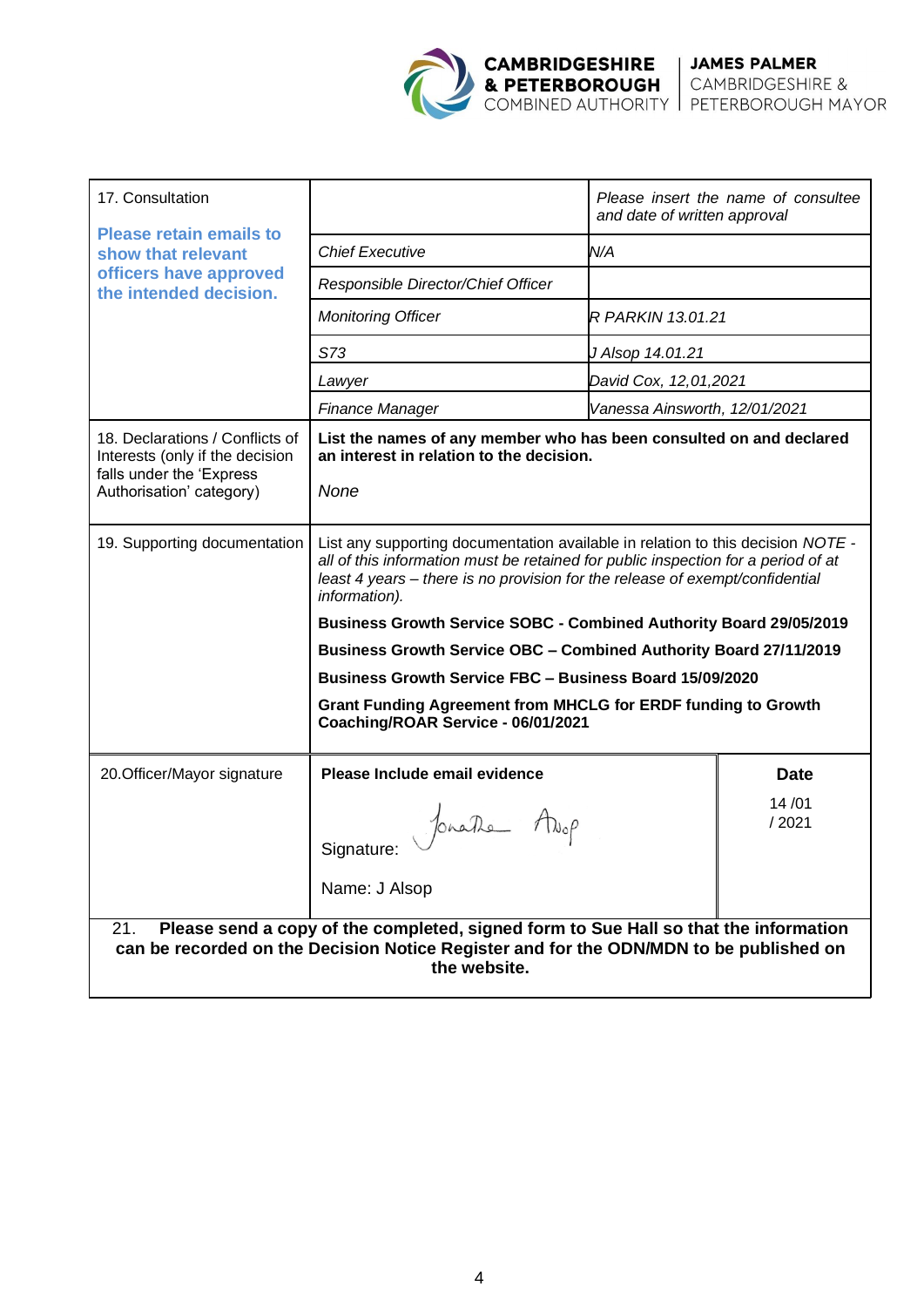| | | |
|---|---|---|
| 17. Consultation<br><br>**Please retain emails to show that relevant officers have approved the intended decision.** | | *Please insert the name of consultee and date of written approval* |
| | *Chief Executive* | *N/A* |
| | *Responsible Director/Chief Officer* | |
| | *Monitoring Officer* | *R PARKIN 13.01.21* |
| | *S73* | *J Alsop 14.01.21* |
| | *Lawyer* | *David Cox, 12,01,2021* |
| | *Finance Manager* | *Vanessa Ainsworth, 12/01/2021* |
| 18. Declarations / Conflicts of Interests (only if the decision falls under the 'Express Authorisation' category) | **List the names of any member who has been consulted on and declared an interest in relation to the decision.**<br><br>*None* | |
| 19. Supporting documentation | List any supporting documentation available in relation to this decision *NOTE - all of this information must be retained for public inspection for a period of at least 4 years – there is no provision for the release of exempt/confidential information).*<br><br>**Business Growth Service SOBC - Combined Authority Board 29/05/2019**<br><br>**Business Growth Service OBC – Combined Authority Board 27/11/2019**<br><br>**Business Growth Service FBC – Business Board 15/09/2020**<br><br>**Grant Funding Agreement from MHCLG for ERDF funding to Growth Coaching/ROAR Service - 06/01/2021** | |
| 20.Officer/Mayor signature | **Please Include email evidence**<br><br>Signature: Jonathan Alsop<br><br>Name: J Alsop | **Date**<br><br>14 /01 / 2021 |

21. **Please send a copy of the completed, signed form to Sue Hall so that the information can be recorded on the Decision Notice Register and for the ODN/MDN to be published on the website.**